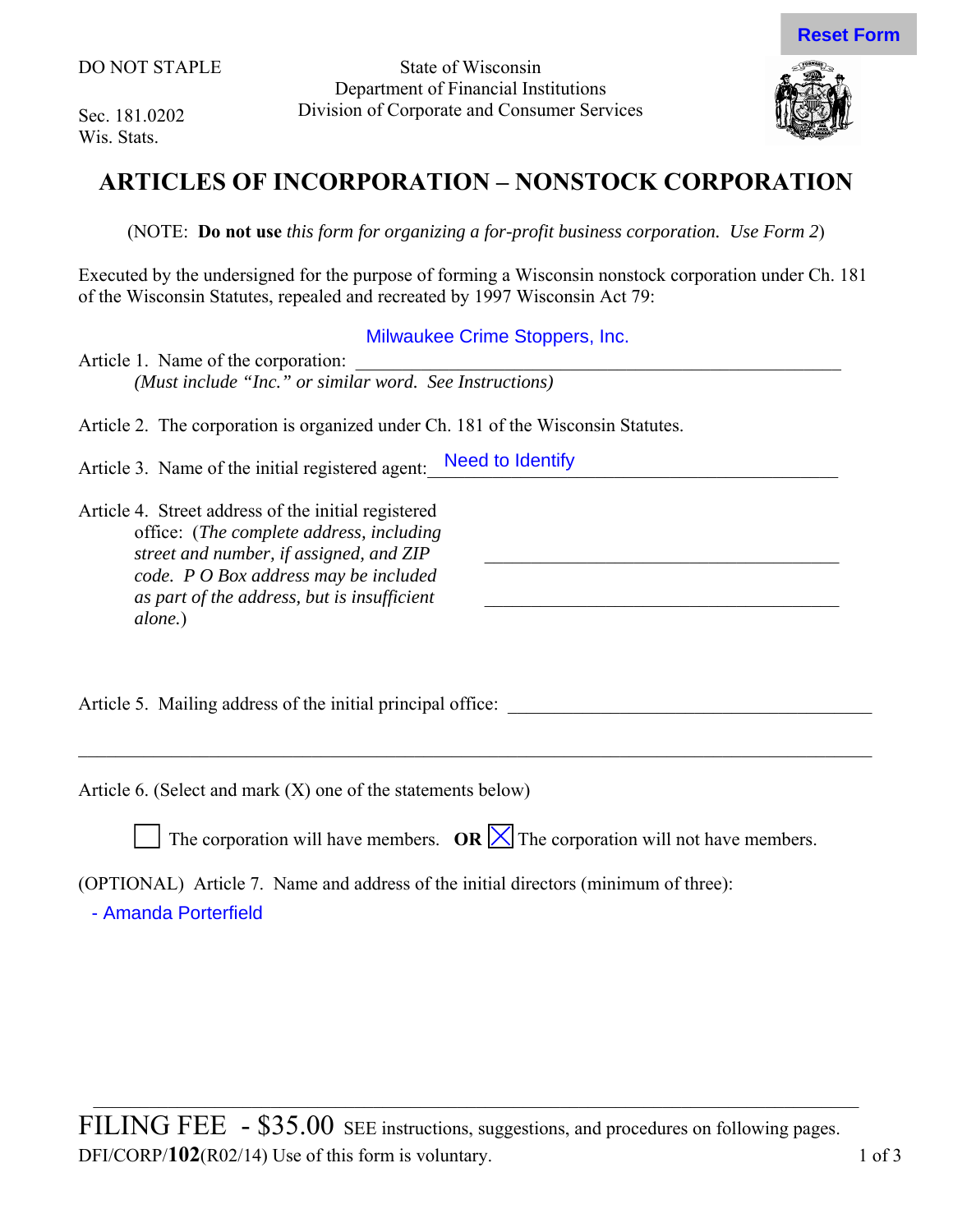DO NOT STAPLE

Sec. 181.0202
Wis. Stats.

State of Wisconsin
Department of Financial Institutions
Division of Corporate and Consumer Services

# ARTICLES OF INCORPORATION – NONSTOCK CORPORATION

(NOTE: **Do not use** *this form for organizing a for-profit business corporation. Use Form 2*)

Executed by the undersigned for the purpose of forming a Wisconsin nonstock corporation under Ch. 181 of the Wisconsin Statutes, repealed and recreated by 1997 Wisconsin Act 79:

Article 1. Name of the corporation: Milwaukee Crime Stoppers, Inc.
*(Must include "Inc." or similar word. See Instructions)*

Article 2. The corporation is organized under Ch. 181 of the Wisconsin Statutes.

Article 3. Name of the initial registered agent: Need to Identify

Article 4. Street address of the initial registered office: (*The complete address, including street and number, if assigned, and ZIP code. P O Box address may be included as part of the address, but is insufficient alone.*)

______________________________________

______________________________________

Article 5. Mailing address of the initial principal office: ______________________________________

______________________________________

Article 6. (Select and mark (X) one of the statements below)

☐ The corporation will have members. **OR** ☒ The corporation will not have members.

(OPTIONAL) Article 7. Name and address of the initial directors (minimum of three):

- Amanda Porterfield

FILING FEE - $35.00 SEE instructions, suggestions, and procedures on following pages.

DFI/CORP/**102**(R02/14) Use of this form is voluntary.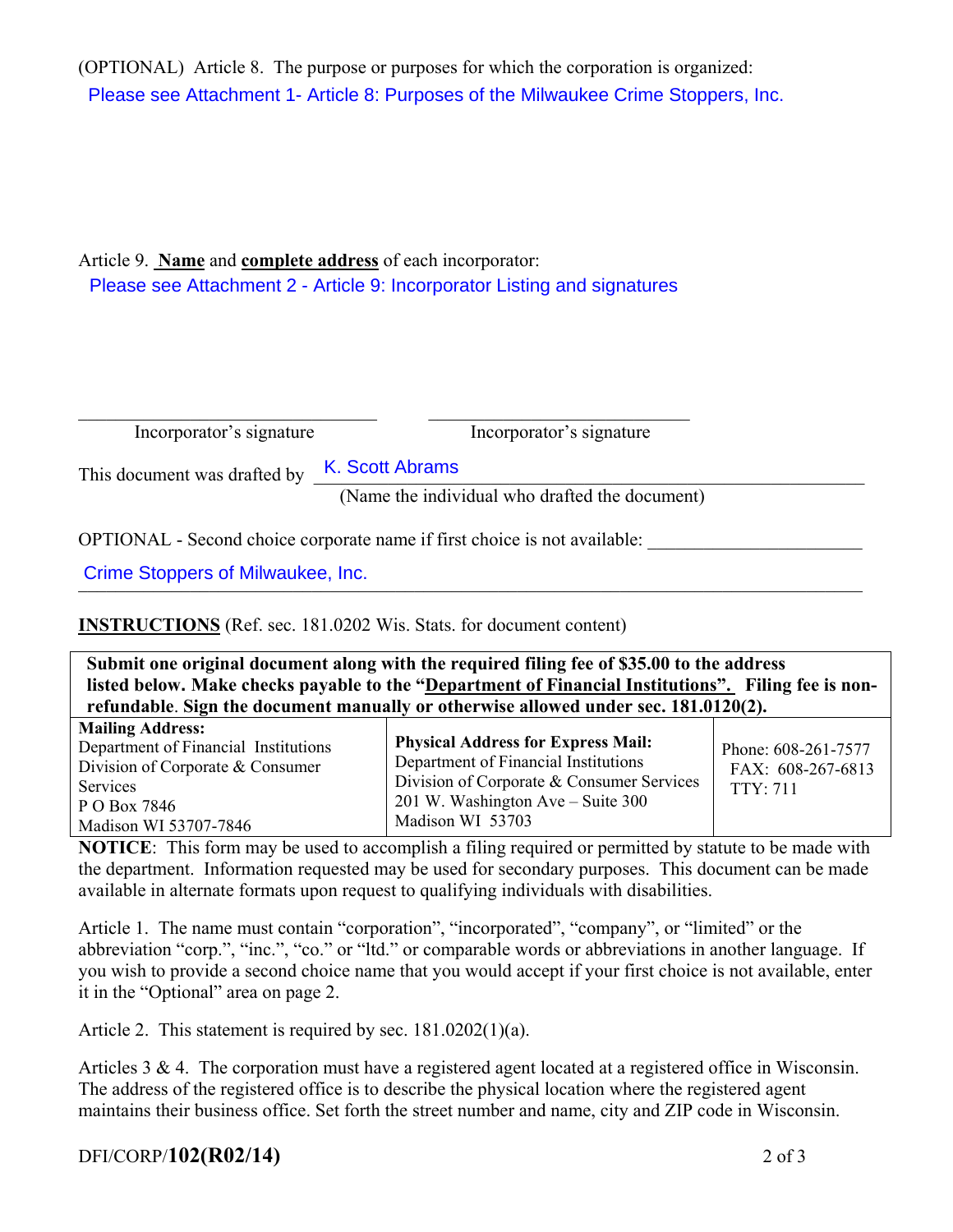(OPTIONAL) Article 8. The purpose or purposes for which the corporation is organized:

Please see Attachment 1- Article 8: Purposes of the Milwaukee Crime Stoppers, Inc.

Article 9. **Name** and **complete address** of each incorporator:

Please see Attachment 2 - Article 9: Incorporator Listing and signatures

\_\_\_\_\_\_\_\_\_\_\_\_\_\_\_\_\_\_\_\_\_\_\_\_\_\_\_\_\_\_ Incorporator's signature

\_\_\_\_\_\_\_\_\_\_\_\_\_\_\_\_\_\_\_\_\_\_\_\_\_\_\_\_\_\_ Incorporator's signature

This document was drafted by K. Scott Abrams
(Name the individual who drafted the document)

OPTIONAL - Second choice corporate name if first choice is not available: 

Crime Stoppers of Milwaukee, Inc.

**INSTRUCTIONS** (Ref. sec. 181.0202 Wis. Stats. for document content)

**Submit one original document along with the required filing fee of $35.00 to the address listed below. Make checks payable to the "Department of Financial Institutions". Filing fee is non-refundable. Sign the document manually or otherwise allowed under sec. 181.0120(2).**

| **Mailing Address:** | **Physical Address for Express Mail:** | |
|---|---|---|
| Department of Financial Institutions<br>Division of Corporate & Consumer Services<br>P O Box 7846<br>Madison WI 53707-7846 | Department of Financial Institutions<br>Division of Corporate & Consumer Services<br>201 W. Washington Ave – Suite 300<br>Madison WI 53703 | Phone: 608-261-7577<br>FAX: 608-267-6813<br>TTY: 711 |

**NOTICE**: This form may be used to accomplish a filing required or permitted by statute to be made with the department. Information requested may be used for secondary purposes. This document can be made available in alternate formats upon request to qualifying individuals with disabilities.

Article 1. The name must contain "corporation", "incorporated", "company", or "limited" or the abbreviation "corp.", "inc.", "co." or "ltd." or comparable words or abbreviations in another language. If you wish to provide a second choice name that you would accept if your first choice is not available, enter it in the "Optional" area on page 2.

Article 2. This statement is required by sec. 181.0202(1)(a).

Articles 3 & 4. The corporation must have a registered agent located at a registered office in Wisconsin. The address of the registered office is to describe the physical location where the registered agent maintains their business office. Set forth the street number and name, city and ZIP code in Wisconsin.

DFI/CORP/**102(R02/14)**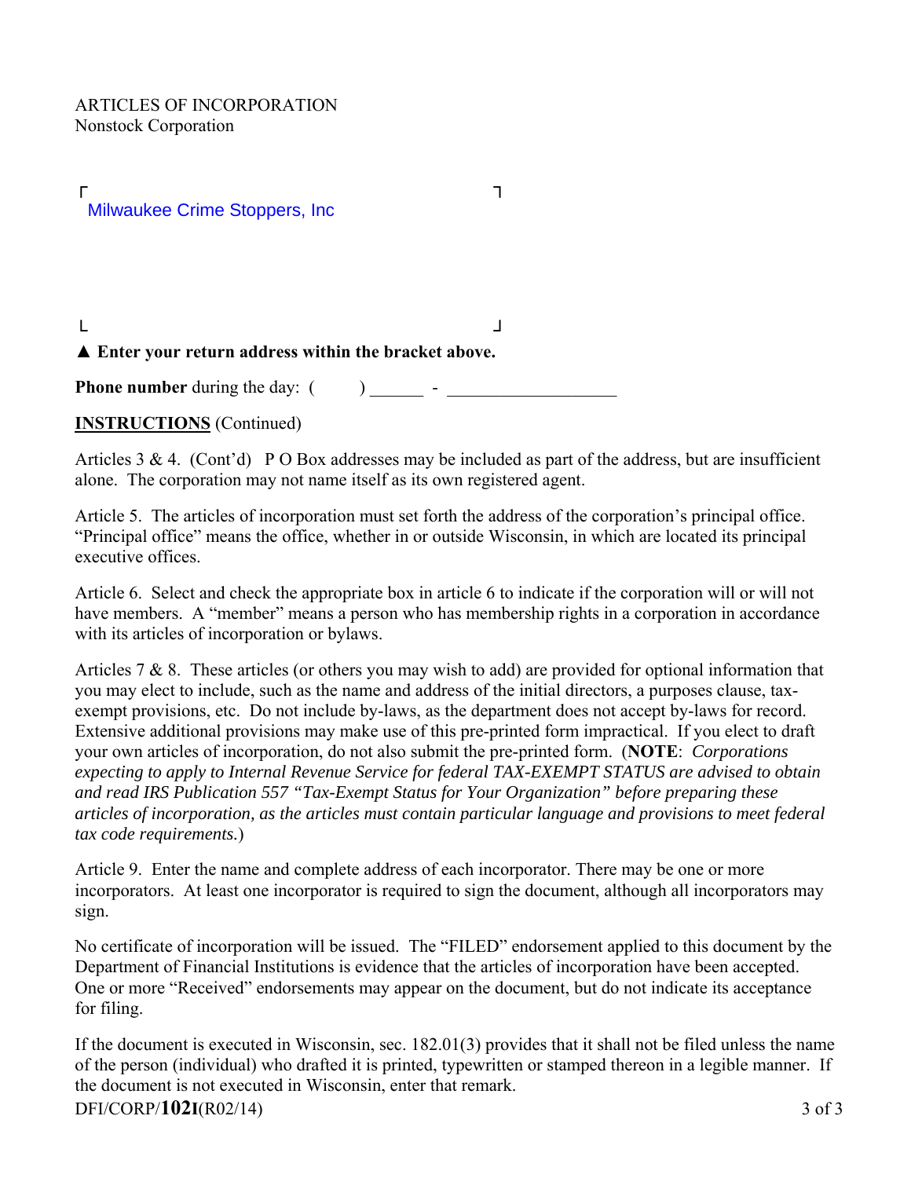ARTICLES OF INCORPORATION
Nonstock Corporation

Milwaukee Crime Stoppers, Inc

**▲ Enter your return address within the bracket above.**

**Phone number** during the day: ( ) ______ - ___________________

**INSTRUCTIONS** (Continued)

Articles 3 & 4. (Cont'd) P O Box addresses may be included as part of the address, but are insufficient alone. The corporation may not name itself as its own registered agent.

Article 5. The articles of incorporation must set forth the address of the corporation's principal office. "Principal office" means the office, whether in or outside Wisconsin, in which are located its principal executive offices.

Article 6. Select and check the appropriate box in article 6 to indicate if the corporation will or will not have members. A "member" means a person who has membership rights in a corporation in accordance with its articles of incorporation or bylaws.

Articles 7 & 8. These articles (or others you may wish to add) are provided for optional information that you may elect to include, such as the name and address of the initial directors, a purposes clause, tax-exempt provisions, etc. Do not include by-laws, as the department does not accept by-laws for record. Extensive additional provisions may make use of this pre-printed form impractical. If you elect to draft your own articles of incorporation, do not also submit the pre-printed form. (**NOTE**: *Corporations expecting to apply to Internal Revenue Service for federal TAX-EXEMPT STATUS are advised to obtain and read IRS Publication 557 "Tax-Exempt Status for Your Organization" before preparing these articles of incorporation, as the articles must contain particular language and provisions to meet federal tax code requirements.*)

Article 9. Enter the name and complete address of each incorporator. There may be one or more incorporators. At least one incorporator is required to sign the document, although all incorporators may sign.

No certificate of incorporation will be issued. The "FILED" endorsement applied to this document by the Department of Financial Institutions is evidence that the articles of incorporation have been accepted. One or more "Received" endorsements may appear on the document, but do not indicate its acceptance for filing.

If the document is executed in Wisconsin, sec. 182.01(3) provides that it shall not be filed unless the name of the person (individual) who drafted it is printed, typewritten or stamped thereon in a legible manner. If the document is not executed in Wisconsin, enter that remark.

DFI/CORP/**102I**(R02/14)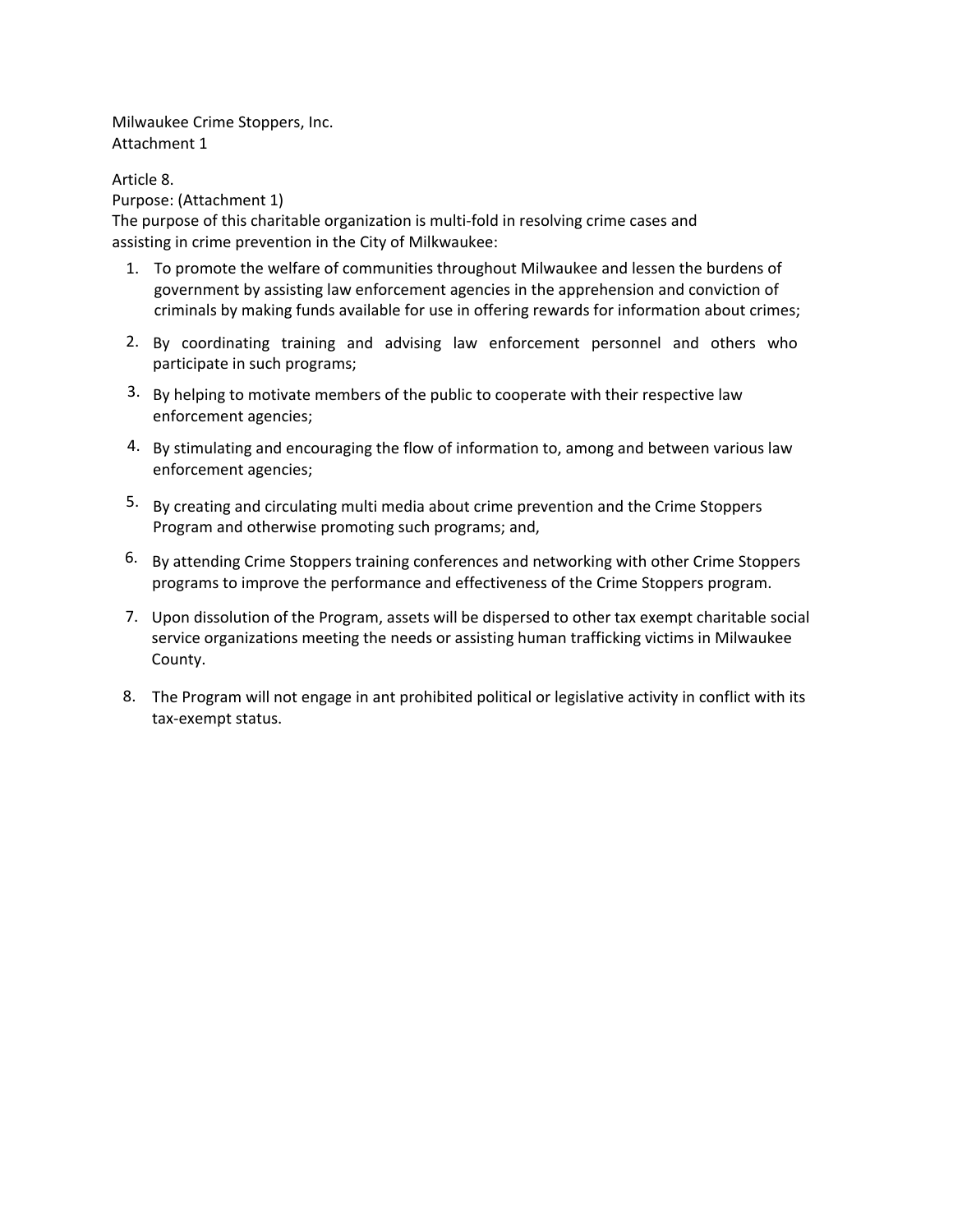Milwaukee Crime Stoppers, Inc.
Attachment 1

Article 8.
Purpose: (Attachment 1)
The purpose of this charitable organization is multi-fold in resolving crime cases and assisting in crime prevention in the City of Milkwaukee:

1. To promote the welfare of communities throughout Milwaukee and lessen the burdens of government by assisting law enforcement agencies in the apprehension and conviction of criminals by making funds available for use in offering rewards for information about crimes;
2. By coordinating training and advising law enforcement personnel and others who participate in such programs;
3. By helping to motivate members of the public to cooperate with their respective law enforcement agencies;
4. By stimulating and encouraging the flow of information to, among and between various law enforcement agencies;
5. By creating and circulating multi media about crime prevention and the Crime Stoppers Program and otherwise promoting such programs; and,
6. By attending Crime Stoppers training conferences and networking with other Crime Stoppers programs to improve the performance and effectiveness of the Crime Stoppers program.
7. Upon dissolution of the Program, assets will be dispersed to other tax exempt charitable social service organizations meeting the needs or assisting human trafficking victims in Milwaukee County.
8. The Program will not engage in ant prohibited political or legislative activity in conflict with its tax-exempt status.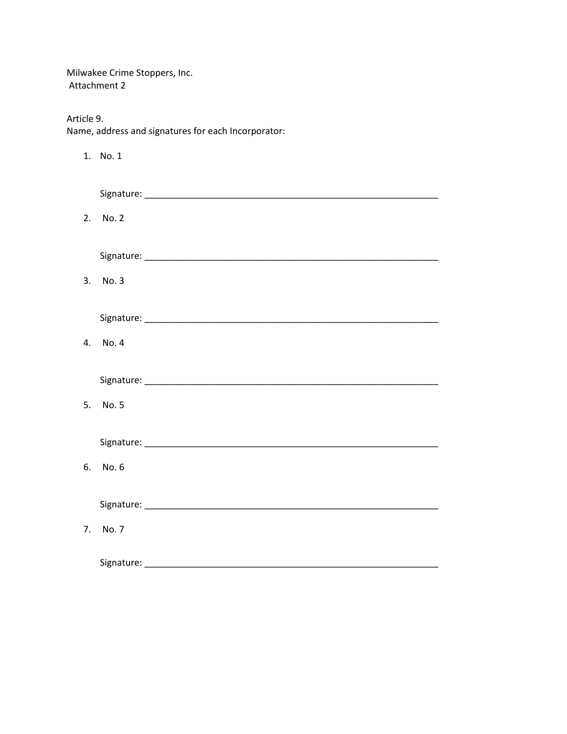Milwakee Crime Stoppers, Inc.
Attachment 2

Article 9.
Name, address and signatures for each Incorporator:

1. No. 1

   Signature: _______________________________________________

2. No. 2

   Signature: _______________________________________________

3. No. 3

   Signature: _______________________________________________

4. No. 4

   Signature: _______________________________________________

5. No. 5

   Signature: _______________________________________________

6. No. 6

   Signature: _______________________________________________

7. No. 7

   Signature: _______________________________________________